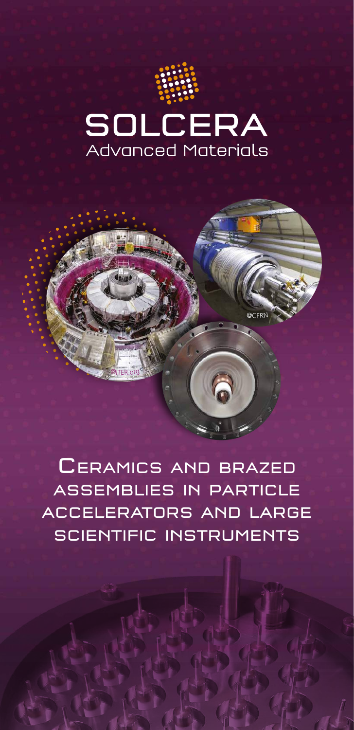# SOLCERA

Advanced Materials

@ITER.org

@CERN

## Ceramics and brazed assemblies in particle accelerators and large scientific instruments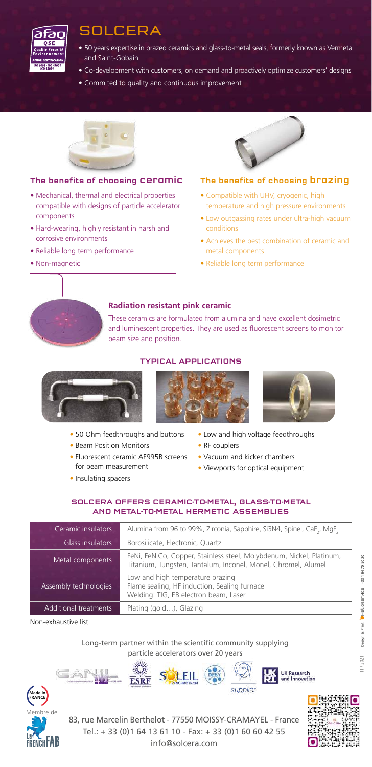# SOLCERA

- 50 years expertise in brazed ceramics and glass-to-metal seals, formerly known as Vermetal and Saint-Gobain
- Co-development with customers, on demand and proactively optimize customers' designs
- Commited to quality and continuous improvement

### The benefits of choosing ceramic

- Mechanical, thermal and electrical properties compatible with designs of particle accelerator components
- Hard-wearing, highly resistant in harsh and corrosive environments
- Reliable long term performance
- Non-magnetic

### The benefits of choosing brazing

- Compatible with UHV, cryogenic, high temperature and high pressure environments
- Low outgassing rates under ultra-high vacuum conditions
- Achieves the best combination of ceramic and metal components
- Reliable long term performance

### Radiation resistant pink ceramic

These ceramics are formulated from alumina and have excellent dosimetric and luminescent properties. They are used as fluorescent screens to monitor beam size and position.

### TYPICAL APPLICATIONS

- 50 Ohm feedthroughs and buttons
- Beam Position Monitors
- Fluorescent ceramic AF995R screens for beam measurement
- Insulating spacers
- Low and high voltage feedthroughs
- RF couplers
- Vacuum and kicker chambers
- Viewports for optical equipment

### SOLCERA OFFERS CERAMIC-TO-METAL, GLASS-TO-METAL AND METAL-TO-METAL HERMETIC ASSEMBLIES

| | |
|---|---|
| Ceramic insulators | Alumina from 96 to 99%, Zirconia, Sapphire, Si3N4, Spinel, $CaF_2$, $MgF_2$ |
| Glass insulators | Borosilicate, Electronic, Quartz |
| Metal components | FeNi, FeNiCo, Copper, Stainless steel, Molybdenum, Nickel, Platinum, Titanium, Tungsten, Tantalum, Inconel, Monel, Chromel, Alumel |
| Assembly technologies | Low and high temperature brazing<br>Flame sealing, HF induction, Sealing furnace<br>Welding: TIG, EB electron beam, Laser |
| Additional treatments | Plating (gold…), Glazing |

Non-exhaustive list

Long-term partner within the scientific community supplying particle accelerators over 20 years

supplier

UK Research and Innovation

Made in FRANCE

Membre de La French FAB

83, rue Marcelin Berthelot - 77550 MOISSY-CRAMAYEL - France
Tel.: + 33 (0)1 64 13 61 10 - Fax: + 33 (0)1 60 60 42 55
info@solcera.com

11 / 2021 Design & Print HeLioservice +33 1 64 70 50 20